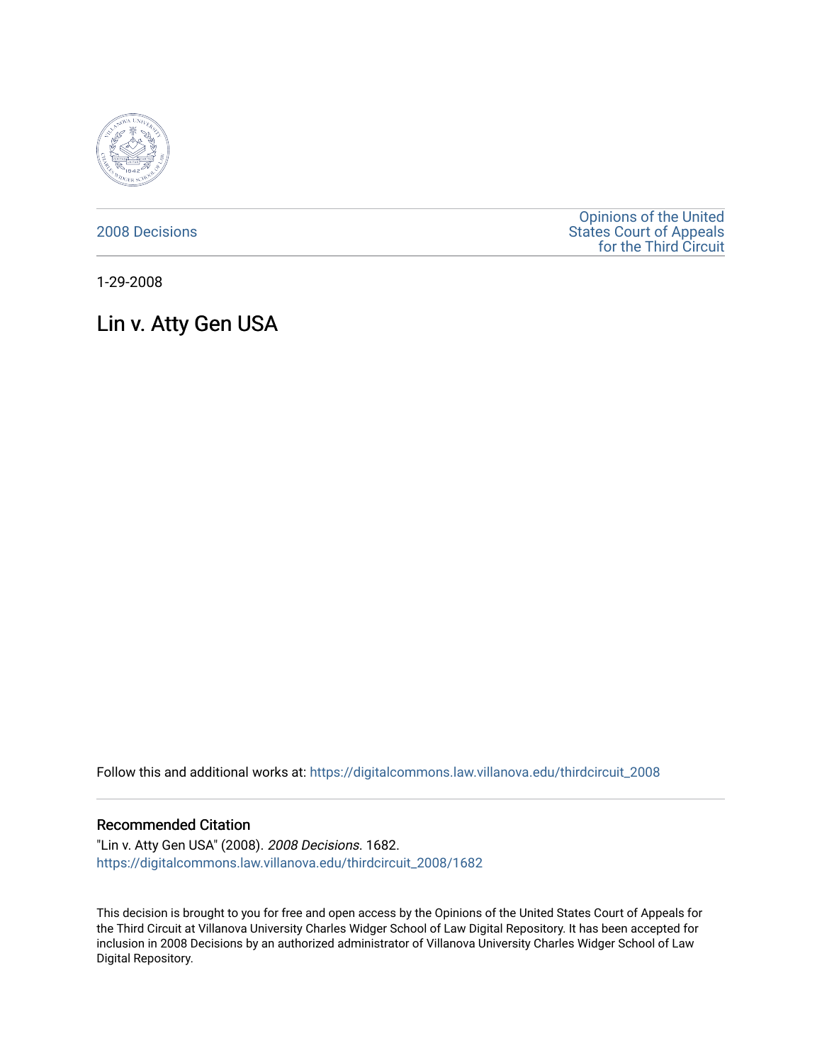2008 Decisions

Opinions of the United States Court of Appeals for the Third Circuit

1-29-2008

# Lin v. Atty Gen USA

Follow this and additional works at: https://digitalcommons.law.villanova.edu/thirdcircuit_2008

## Recommended Citation

"Lin v. Atty Gen USA" (2008). *2008 Decisions*. 1682.
https://digitalcommons.law.villanova.edu/thirdcircuit_2008/1682

This decision is brought to you for free and open access by the Opinions of the United States Court of Appeals for the Third Circuit at Villanova University Charles Widger School of Law Digital Repository. It has been accepted for inclusion in 2008 Decisions by an authorized administrator of Villanova University Charles Widger School of Law Digital Repository.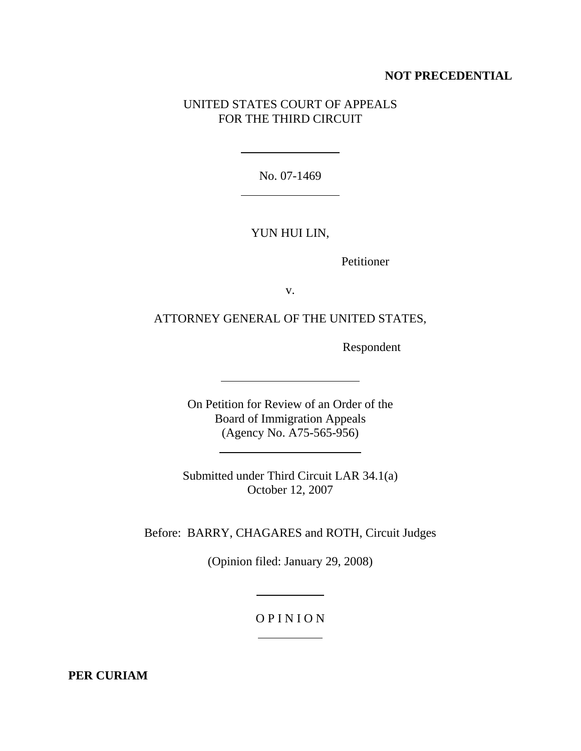**NOT PRECEDENTIAL**

UNITED STATES COURT OF APPEALS
FOR THE THIRD CIRCUIT

---

No. 07-1469

---

YUN HUI LIN,

Petitioner

v.

ATTORNEY GENERAL OF THE UNITED STATES,

Respondent

---

On Petition for Review of an Order of the
Board of Immigration Appeals
(Agency No. A75-565-956)

---

Submitted under Third Circuit LAR 34.1(a)
October 12, 2007

Before: BARRY, CHAGARES and ROTH, Circuit Judges

(Opinion filed: January 29, 2008)

---

O P I N I O N

---

**PER CURIAM**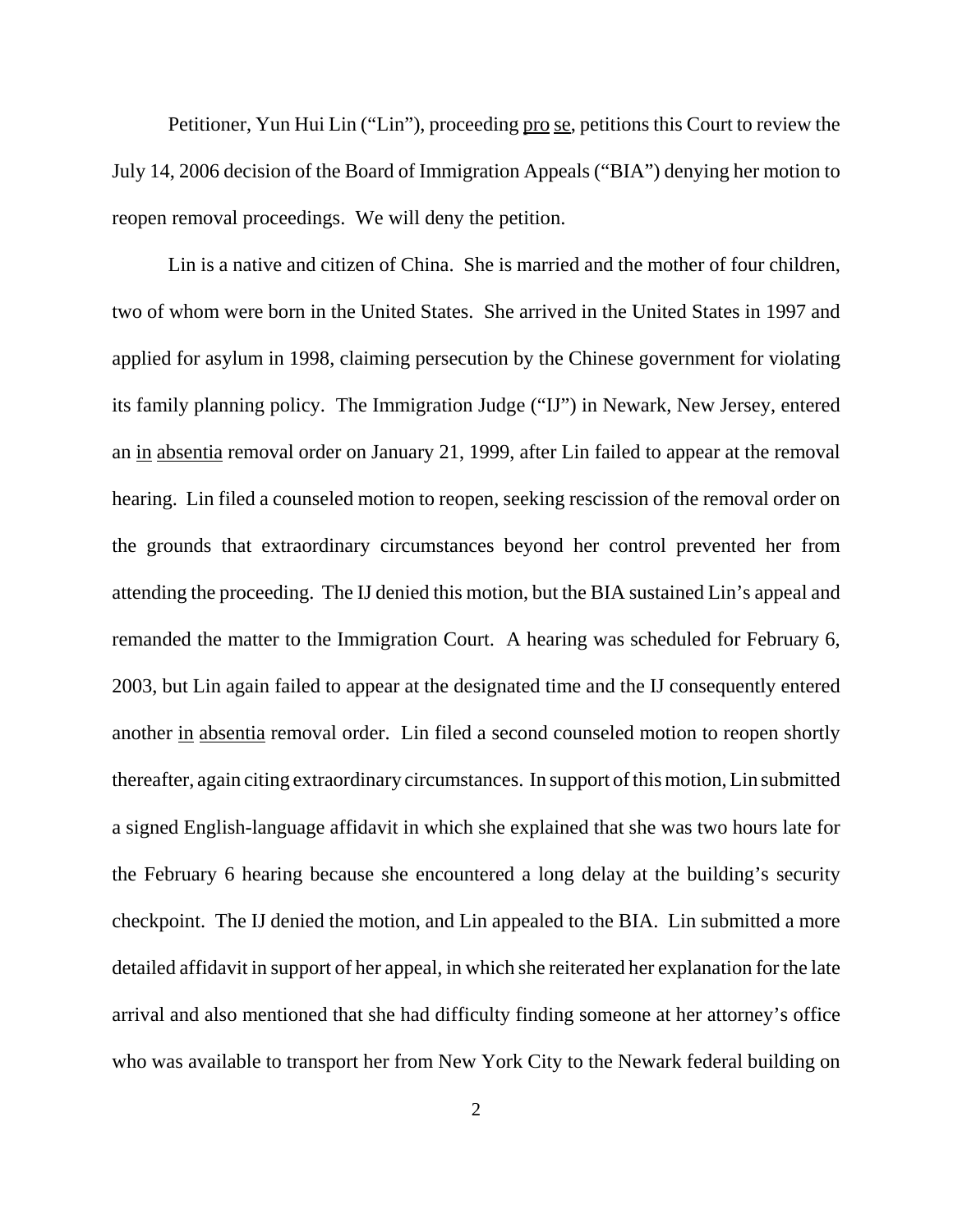Petitioner, Yun Hui Lin ("Lin"), proceeding pro se, petitions this Court to review the July 14, 2006 decision of the Board of Immigration Appeals ("BIA") denying her motion to reopen removal proceedings. We will deny the petition.

Lin is a native and citizen of China. She is married and the mother of four children, two of whom were born in the United States. She arrived in the United States in 1997 and applied for asylum in 1998, claiming persecution by the Chinese government for violating its family planning policy. The Immigration Judge ("IJ") in Newark, New Jersey, entered an in absentia removal order on January 21, 1999, after Lin failed to appear at the removal hearing. Lin filed a counseled motion to reopen, seeking rescission of the removal order on the grounds that extraordinary circumstances beyond her control prevented her from attending the proceeding. The IJ denied this motion, but the BIA sustained Lin's appeal and remanded the matter to the Immigration Court. A hearing was scheduled for February 6, 2003, but Lin again failed to appear at the designated time and the IJ consequently entered another in absentia removal order. Lin filed a second counseled motion to reopen shortly thereafter, again citing extraordinary circumstances. In support of this motion, Lin submitted a signed English-language affidavit in which she explained that she was two hours late for the February 6 hearing because she encountered a long delay at the building's security checkpoint. The IJ denied the motion, and Lin appealed to the BIA. Lin submitted a more detailed affidavit in support of her appeal, in which she reiterated her explanation for the late arrival and also mentioned that she had difficulty finding someone at her attorney's office who was available to transport her from New York City to the Newark federal building on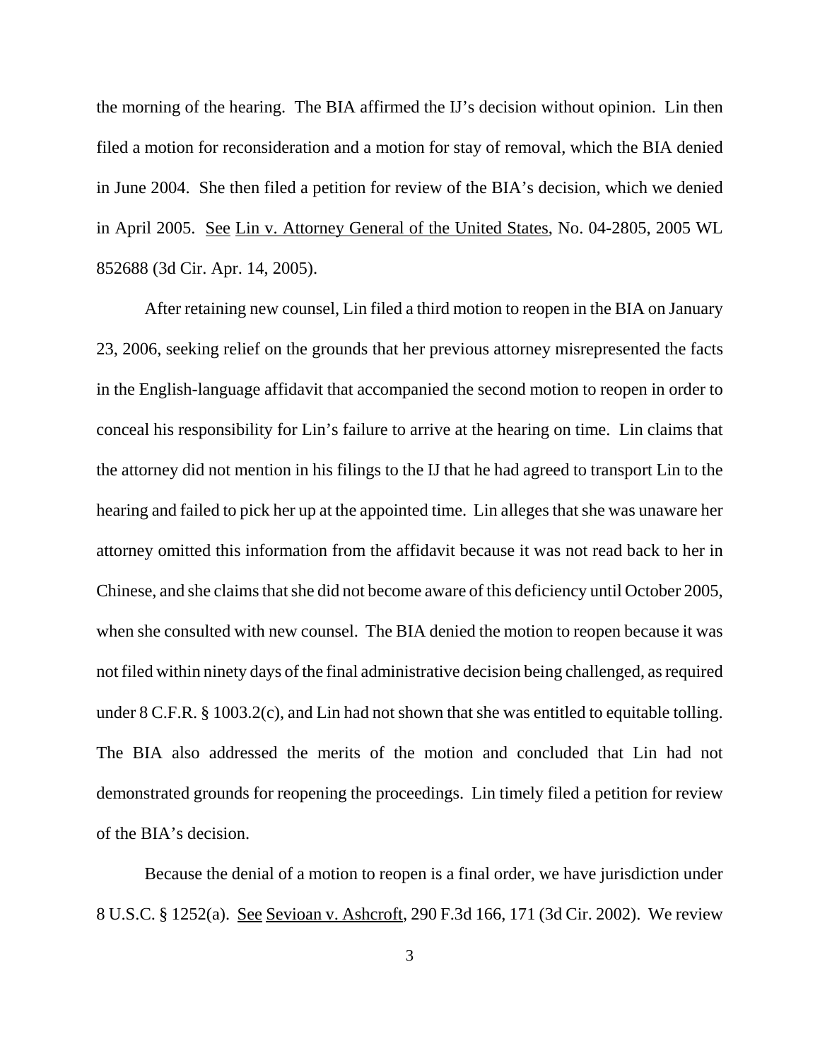the morning of the hearing. The BIA affirmed the IJ's decision without opinion. Lin then filed a motion for reconsideration and a motion for stay of removal, which the BIA denied in June 2004. She then filed a petition for review of the BIA's decision, which we denied in April 2005. See Lin v. Attorney General of the United States, No. 04-2805, 2005 WL 852688 (3d Cir. Apr. 14, 2005).

After retaining new counsel, Lin filed a third motion to reopen in the BIA on January 23, 2006, seeking relief on the grounds that her previous attorney misrepresented the facts in the English-language affidavit that accompanied the second motion to reopen in order to conceal his responsibility for Lin's failure to arrive at the hearing on time. Lin claims that the attorney did not mention in his filings to the IJ that he had agreed to transport Lin to the hearing and failed to pick her up at the appointed time. Lin alleges that she was unaware her attorney omitted this information from the affidavit because it was not read back to her in Chinese, and she claims that she did not become aware of this deficiency until October 2005, when she consulted with new counsel. The BIA denied the motion to reopen because it was not filed within ninety days of the final administrative decision being challenged, as required under 8 C.F.R. § 1003.2(c), and Lin had not shown that she was entitled to equitable tolling. The BIA also addressed the merits of the motion and concluded that Lin had not demonstrated grounds for reopening the proceedings. Lin timely filed a petition for review of the BIA's decision.

Because the denial of a motion to reopen is a final order, we have jurisdiction under 8 U.S.C. § 1252(a). See Sevioan v. Ashcroft, 290 F.3d 166, 171 (3d Cir. 2002). We review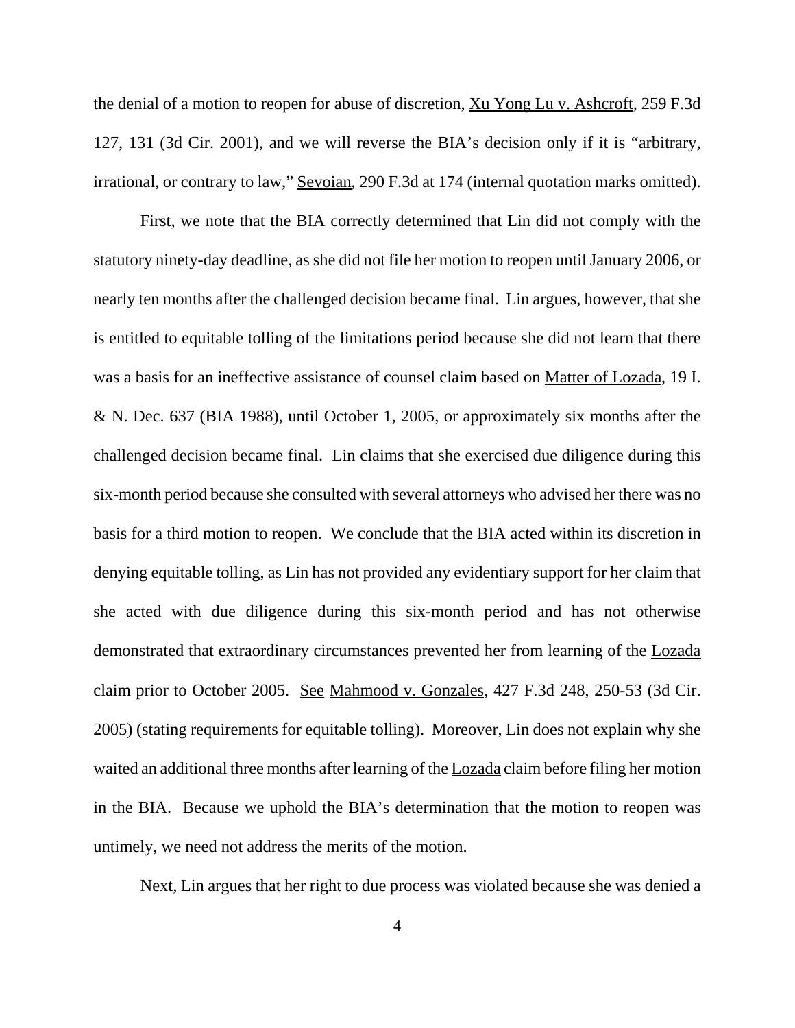the denial of a motion to reopen for abuse of discretion, Xu Yong Lu v. Ashcroft, 259 F.3d 127, 131 (3d Cir. 2001), and we will reverse the BIA's decision only if it is "arbitrary, irrational, or contrary to law," Sevoian, 290 F.3d at 174 (internal quotation marks omitted).

First, we note that the BIA correctly determined that Lin did not comply with the statutory ninety-day deadline, as she did not file her motion to reopen until January 2006, or nearly ten months after the challenged decision became final. Lin argues, however, that she is entitled to equitable tolling of the limitations period because she did not learn that there was a basis for an ineffective assistance of counsel claim based on Matter of Lozada, 19 I. & N. Dec. 637 (BIA 1988), until October 1, 2005, or approximately six months after the challenged decision became final. Lin claims that she exercised due diligence during this six-month period because she consulted with several attorneys who advised her there was no basis for a third motion to reopen. We conclude that the BIA acted within its discretion in denying equitable tolling, as Lin has not provided any evidentiary support for her claim that she acted with due diligence during this six-month period and has not otherwise demonstrated that extraordinary circumstances prevented her from learning of the Lozada claim prior to October 2005. See Mahmood v. Gonzales, 427 F.3d 248, 250-53 (3d Cir. 2005) (stating requirements for equitable tolling). Moreover, Lin does not explain why she waited an additional three months after learning of the Lozada claim before filing her motion in the BIA. Because we uphold the BIA's determination that the motion to reopen was untimely, we need not address the merits of the motion.

Next, Lin argues that her right to due process was violated because she was denied a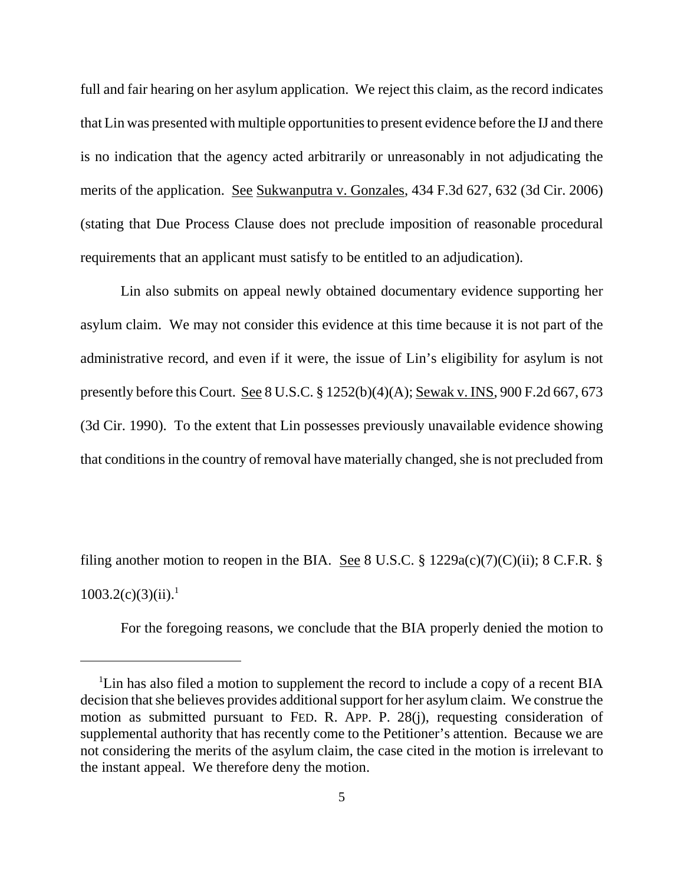full and fair hearing on her asylum application. We reject this claim, as the record indicates that Lin was presented with multiple opportunities to present evidence before the IJ and there is no indication that the agency acted arbitrarily or unreasonably in not adjudicating the merits of the application. See Sukwanputra v. Gonzales, 434 F.3d 627, 632 (3d Cir. 2006) (stating that Due Process Clause does not preclude imposition of reasonable procedural requirements that an applicant must satisfy to be entitled to an adjudication).

Lin also submits on appeal newly obtained documentary evidence supporting her asylum claim. We may not consider this evidence at this time because it is not part of the administrative record, and even if it were, the issue of Lin's eligibility for asylum is not presently before this Court. See 8 U.S.C. § 1252(b)(4)(A); Sewak v. INS, 900 F.2d 667, 673 (3d Cir. 1990). To the extent that Lin possesses previously unavailable evidence showing that conditions in the country of removal have materially changed, she is not precluded from filing another motion to reopen in the BIA. See 8 U.S.C. § 1229a(c)(7)(C)(ii); 8 C.F.R. § 1003.2(c)(3)(ii).[1]

For the foregoing reasons, we conclude that the BIA properly denied the motion to

---

[1] Lin has also filed a motion to supplement the record to include a copy of a recent BIA decision that she believes provides additional support for her asylum claim. We construe the motion as submitted pursuant to FED. R. APP. P. 28(j), requesting consideration of supplemental authority that has recently come to the Petitioner's attention. Because we are not considering the merits of the asylum claim, the case cited in the motion is irrelevant to the instant appeal. We therefore deny the motion.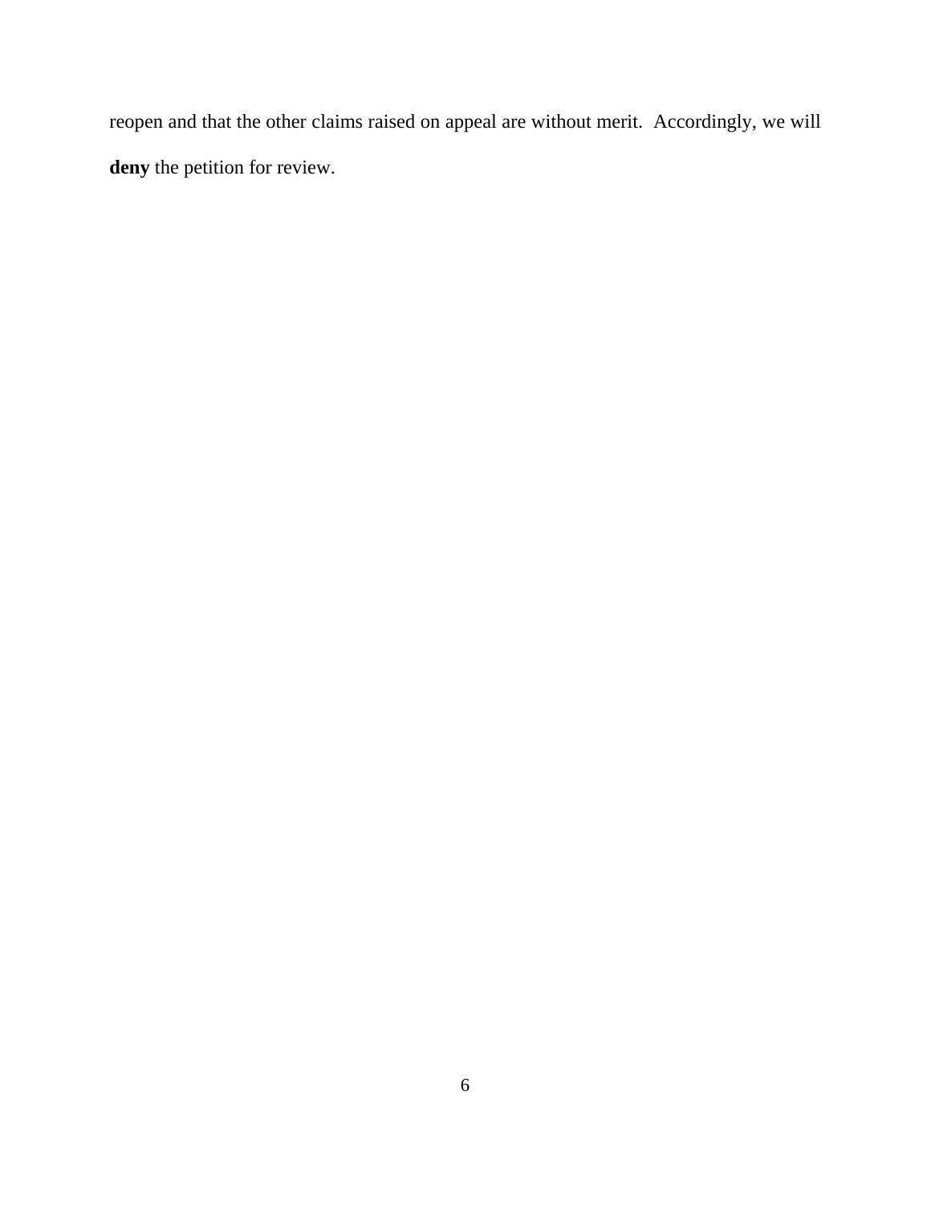reopen and that the other claims raised on appeal are without merit. Accordingly, we will **deny** the petition for review.